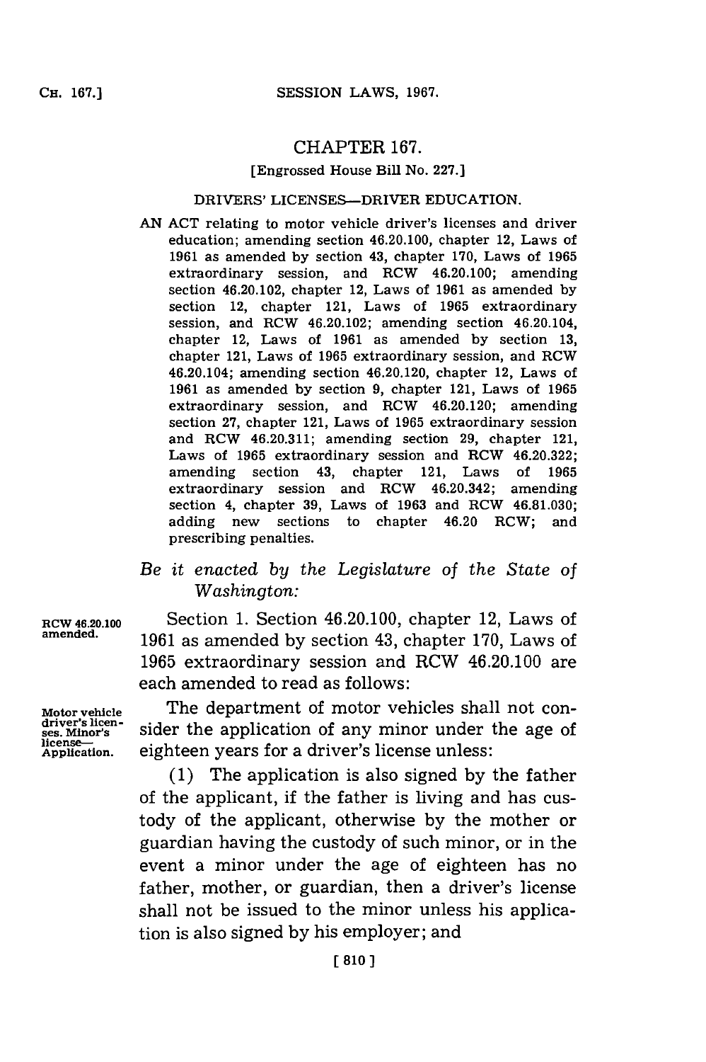# CHAPTER 167.

[Engrossed House Bill No. 227.]

## DRIVERS' LICENSES—DRIVER EDUCATION.

AN ACT relating to motor vehicle driver's licenses and driver education; amending section 46.20.100, chapter 12, Laws of 1961 as amended by section 43, chapter 170, Laws of 1965 extraordinary session, and RCW 46.20.100; amending section 46.20.102, chapter 12, Laws of 1961 as amended by section 12, chapter 121, Laws of 1965 extraordinary session, and RCW 46.20.102; amending section 46.20.104, chapter 12, Laws of 1961 as amended by section 13, chapter 121, Laws of 1965 extraordinary session, and RCW 46.20.104; amending section 46.20.120, chapter 12, Laws of 1961 as amended by section 9, chapter 121, Laws of 1965 extraordinary session, and RCW 46.20.120; amending section 27, chapter 121, Laws of 1965 extraordinary session and RCW 46.20.311; amending section 29, chapter 121, Laws of 1965 extraordinary session and RCW 46.20.322; amending section 43, chapter 121, Laws of 1965 extraordinary session and RCW 46.20.342; amending section 4, chapter 39, Laws of 1963 and RCW 46.81.030; adding new sections to chapter 46.20 RCW; and prescribing penalties.

*Be it enacted by the Legislature of the State of Washington:*

**RCW 46.20.100 amended.**

Section 1. Section 46.20.100, chapter 12, Laws of 1961 as amended by section 43, chapter 170, Laws of 1965 extraordinary session and RCW 46.20.100 are each amended to read as follows:

**Motor vehicle driver's licenses. Minor's license—Application.**

The department of motor vehicles shall not consider the application of any minor under the age of eighteen years for a driver's license unless:

(1) The application is also signed by the father of the applicant, if the father is living and has custody of the applicant, otherwise by the mother or guardian having the custody of such minor, or in the event a minor under the age of eighteen has no father, mother, or guardian, then a driver's license shall not be issued to the minor unless his application is also signed by his employer; and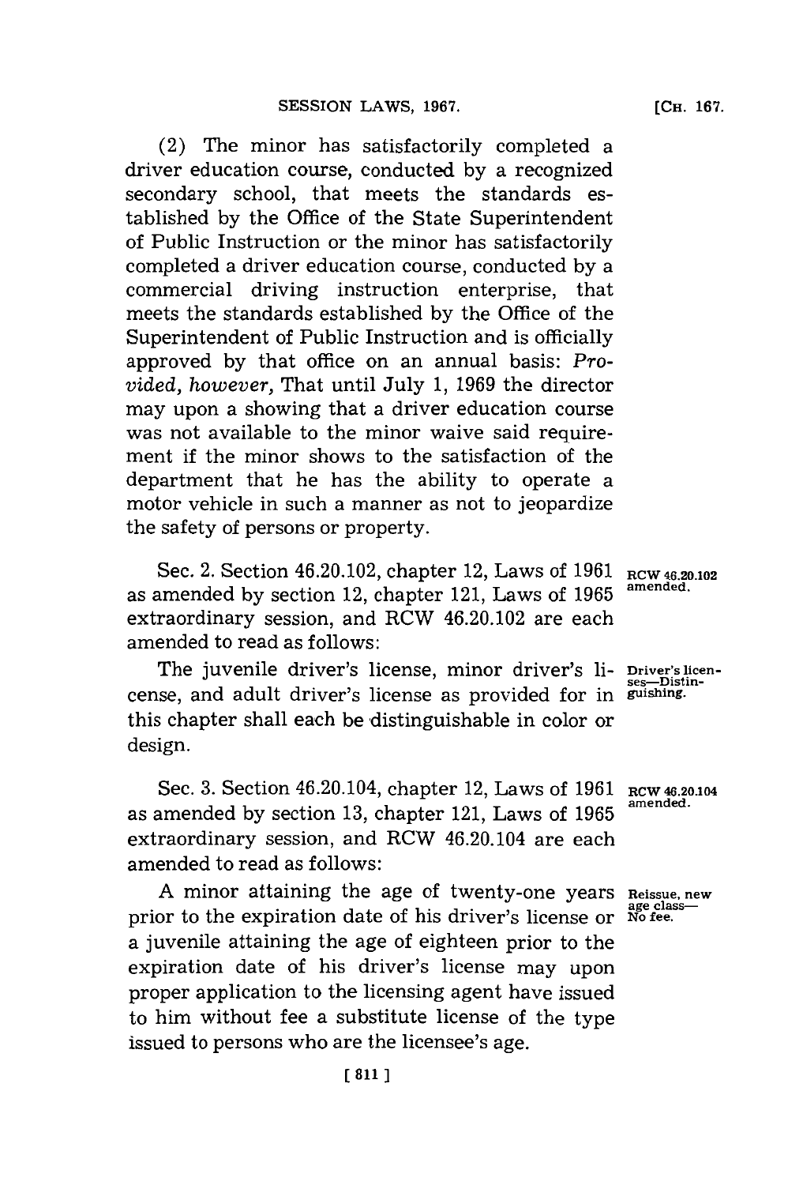(2) The minor has satisfactorily completed a driver education course, conducted by a recognized secondary school, that meets the standards established by the Office of the State Superintendent of Public Instruction or the minor has satisfactorily completed a driver education course, conducted by a commercial driving instruction enterprise, that meets the standards established by the Office of the Superintendent of Public Instruction and is officially approved by that office on an annual basis: *Provided, however,* That until July 1, 1969 the director may upon a showing that a driver education course was not available to the minor waive said requirement if the minor shows to the satisfaction of the department that he has the ability to operate a motor vehicle in such a manner as not to jeopardize the safety of persons or property.

**RCW 46.20.102 amended.**

Sec. 2. Section 46.20.102, chapter 12, Laws of 1961 as amended by section 12, chapter 121, Laws of 1965 extraordinary session, and RCW 46.20.102 are each amended to read as follows:

**Driver's licenses—Distinguishing.**

The juvenile driver's license, minor driver's license, and adult driver's license as provided for in this chapter shall each be distinguishable in color or design.

**RCW 46.20.104 amended.**

Sec. 3. Section 46.20.104, chapter 12, Laws of 1961 as amended by section 13, chapter 121, Laws of 1965 extraordinary session, and RCW 46.20.104 are each amended to read as follows:

**Reissue, new age class—No fee.**

A minor attaining the age of twenty-one years prior to the expiration date of his driver's license or a juvenile attaining the age of eighteen prior to the expiration date of his driver's license may upon proper application to the licensing agent have issued to him without fee a substitute license of the type issued to persons who are the licensee's age.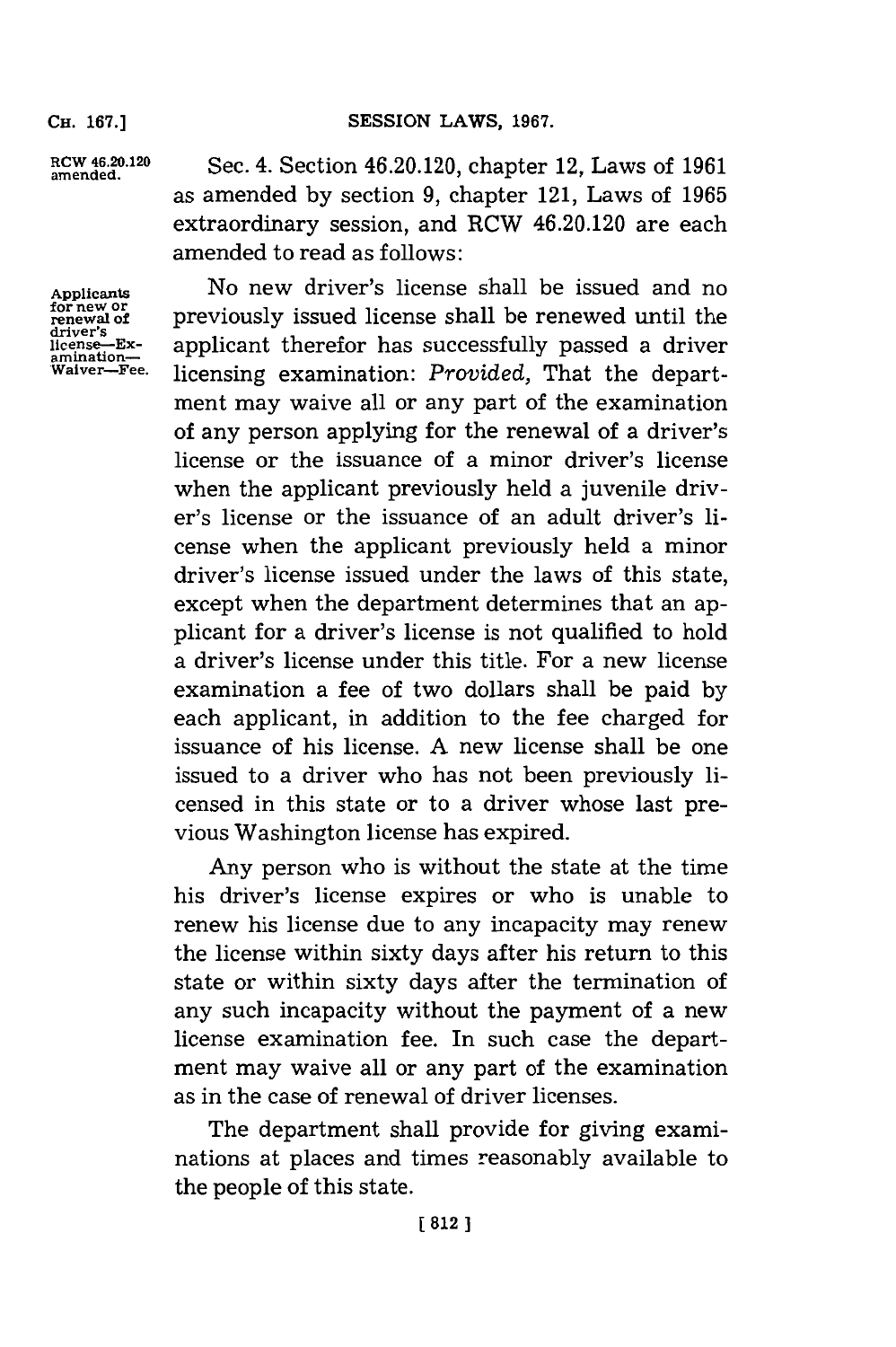RCW 46.20.120 amended.

Sec. 4. Section 46.20.120, chapter 12, Laws of 1961 as amended by section 9, chapter 121, Laws of 1965 extraordinary session, and RCW 46.20.120 are each amended to read as follows:

Applicants for new or renewal of driver's license—Examination—Waiver—Fee.

No new driver's license shall be issued and no previously issued license shall be renewed until the applicant therefor has successfully passed a driver licensing examination: *Provided,* That the department may waive all or any part of the examination of any person applying for the renewal of a driver's license or the issuance of a minor driver's license when the applicant previously held a juvenile driver's license or the issuance of an adult driver's license when the applicant previously held a minor driver's license issued under the laws of this state, except when the department determines that an applicant for a driver's license is not qualified to hold a driver's license under this title. For a new license examination a fee of two dollars shall be paid by each applicant, in addition to the fee charged for issuance of his license. A new license shall be one issued to a driver who has not been previously licensed in this state or to a driver whose last previous Washington license has expired.

Any person who is without the state at the time his driver's license expires or who is unable to renew his license due to any incapacity may renew the license within sixty days after his return to this state or within sixty days after the termination of any such incapacity without the payment of a new license examination fee. In such case the department may waive all or any part of the examination as in the case of renewal of driver licenses.

The department shall provide for giving examinations at places and times reasonably available to the people of this state.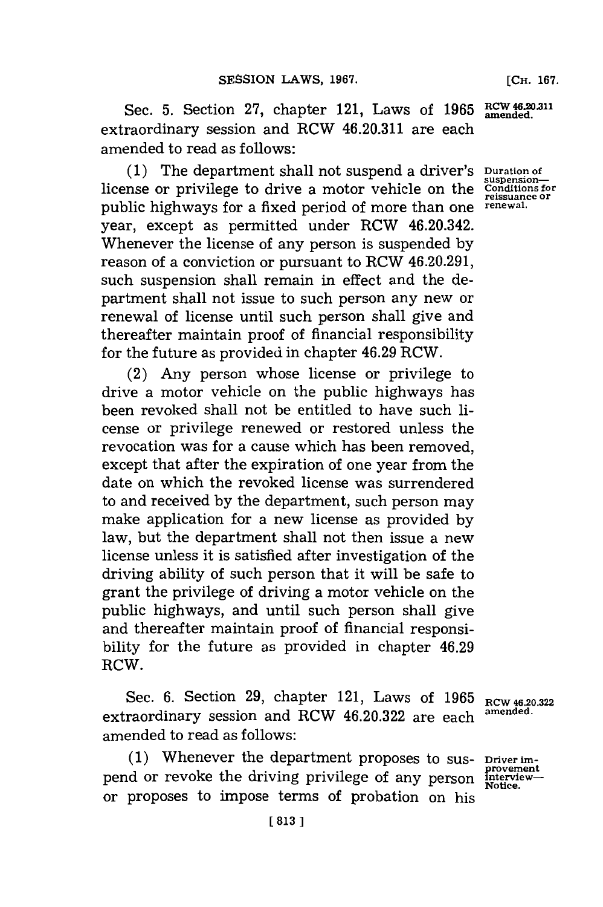Sec. 5. Section 27, chapter 121, Laws of 1965 extraordinary session and RCW 46.20.311 are each amended to read as follows:

RCW 46.20.311 amended.

Duration of suspension—Conditions for reissuance or renewal.

(1) The department shall not suspend a driver's license or privilege to drive a motor vehicle on the public highways for a fixed period of more than one year, except as permitted under RCW 46.20.342. Whenever the license of any person is suspended by reason of a conviction or pursuant to RCW 46.20.291, such suspension shall remain in effect and the department shall not issue to such person any new or renewal of license until such person shall give and thereafter maintain proof of financial responsibility for the future as provided in chapter 46.29 RCW.

(2) Any person whose license or privilege to drive a motor vehicle on the public highways has been revoked shall not be entitled to have such license or privilege renewed or restored unless the revocation was for a cause which has been removed, except that after the expiration of one year from the date on which the revoked license was surrendered to and received by the department, such person may make application for a new license as provided by law, but the department shall not then issue a new license unless it is satisfied after investigation of the driving ability of such person that it will be safe to grant the privilege of driving a motor vehicle on the public highways, and until such person shall give and thereafter maintain proof of financial responsibility for the future as provided in chapter 46.29 RCW.

Sec. 6. Section 29, chapter 121, Laws of 1965 extraordinary session and RCW 46.20.322 are each amended to read as follows:

RCW 46.20.322 amended.

Driver improvement interview—Notice.

(1) Whenever the department proposes to suspend or revoke the driving privilege of any person or proposes to impose terms of probation on his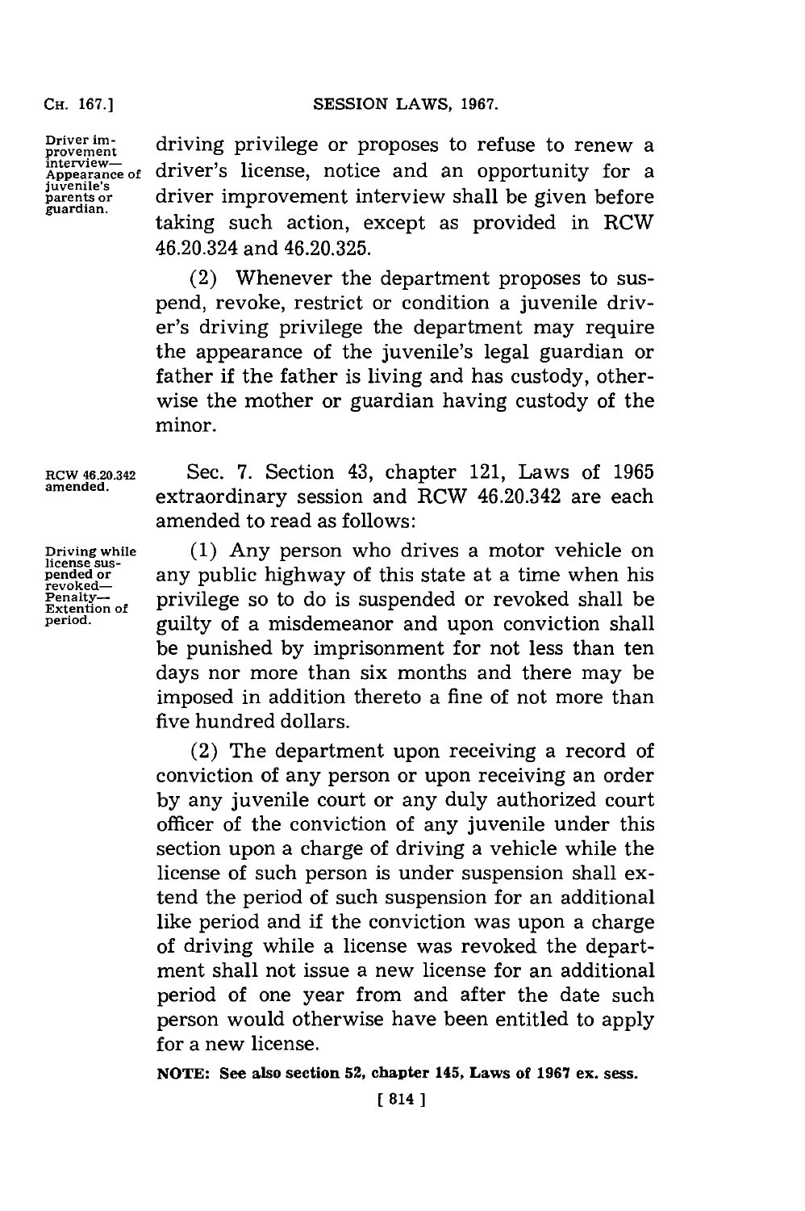Driver improvement interview—Appearance of juvenile's parents or guardian.

driving privilege or proposes to refuse to renew a driver's license, notice and an opportunity for a driver improvement interview shall be given before taking such action, except as provided in RCW 46.20.324 and 46.20.325.

(2) Whenever the department proposes to suspend, revoke, restrict or condition a juvenile driver's driving privilege the department may require the appearance of the juvenile's legal guardian or father if the father is living and has custody, otherwise the mother or guardian having custody of the minor.

RCW 46.20.342 amended.

Sec. 7. Section 43, chapter 121, Laws of 1965 extraordinary session and RCW 46.20.342 are each amended to read as follows:

Driving while license suspended or revoked—Penalty—Extention of period.

(1) Any person who drives a motor vehicle on any public highway of this state at a time when his privilege so to do is suspended or revoked shall be guilty of a misdemeanor and upon conviction shall be punished by imprisonment for not less than ten days nor more than six months and there may be imposed in addition thereto a fine of not more than five hundred dollars.

(2) The department upon receiving a record of conviction of any person or upon receiving an order by any juvenile court or any duly authorized court officer of the conviction of any juvenile under this section upon a charge of driving a vehicle while the license of such person is under suspension shall extend the period of such suspension for an additional like period and if the conviction was upon a charge of driving while a license was revoked the department shall not issue a new license for an additional period of one year from and after the date such person would otherwise have been entitled to apply for a new license.

**NOTE: See also section 52, chapter 145, Laws of 1967 ex. sess.**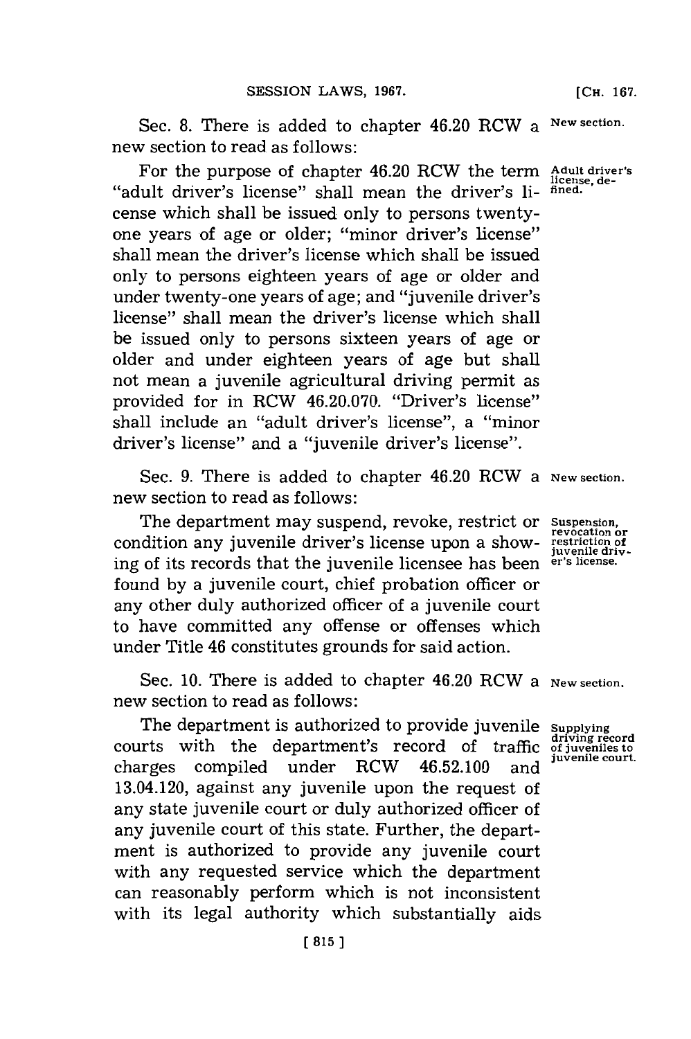Sec. 8. There is added to chapter 46.20 RCW a new section to read as follows: New section.

Adult driver's license, defined.

For the purpose of chapter 46.20 RCW the term "adult driver's license" shall mean the driver's license which shall be issued only to persons twenty-one years of age or older; "minor driver's license" shall mean the driver's license which shall be issued only to persons eighteen years of age or older and under twenty-one years of age; and "juvenile driver's license" shall mean the driver's license which shall be issued only to persons sixteen years of age or older and under eighteen years of age but shall not mean a juvenile agricultural driving permit as provided for in RCW 46.20.070. "Driver's license" shall include an "adult driver's license", a "minor driver's license" and a "juvenile driver's license".

Sec. 9. There is added to chapter 46.20 RCW a new section to read as follows: New section.

Suspension, revocation or restriction of juvenile driver's license.

The department may suspend, revoke, restrict or condition any juvenile driver's license upon a showing of its records that the juvenile licensee has been found by a juvenile court, chief probation officer or any other duly authorized officer of a juvenile court to have committed any offense or offenses which under Title 46 constitutes grounds for said action.

Sec. 10. There is added to chapter 46.20 RCW a new section to read as follows: New section.

Supplying driving record of juveniles to juvenile court.

The department is authorized to provide juvenile courts with the department's record of traffic charges compiled under RCW 46.52.100 and 13.04.120, against any juvenile upon the request of any state juvenile court or duly authorized officer of any juvenile court of this state. Further, the department is authorized to provide any juvenile court with any requested service which the department can reasonably perform which is not inconsistent with its legal authority which substantially aids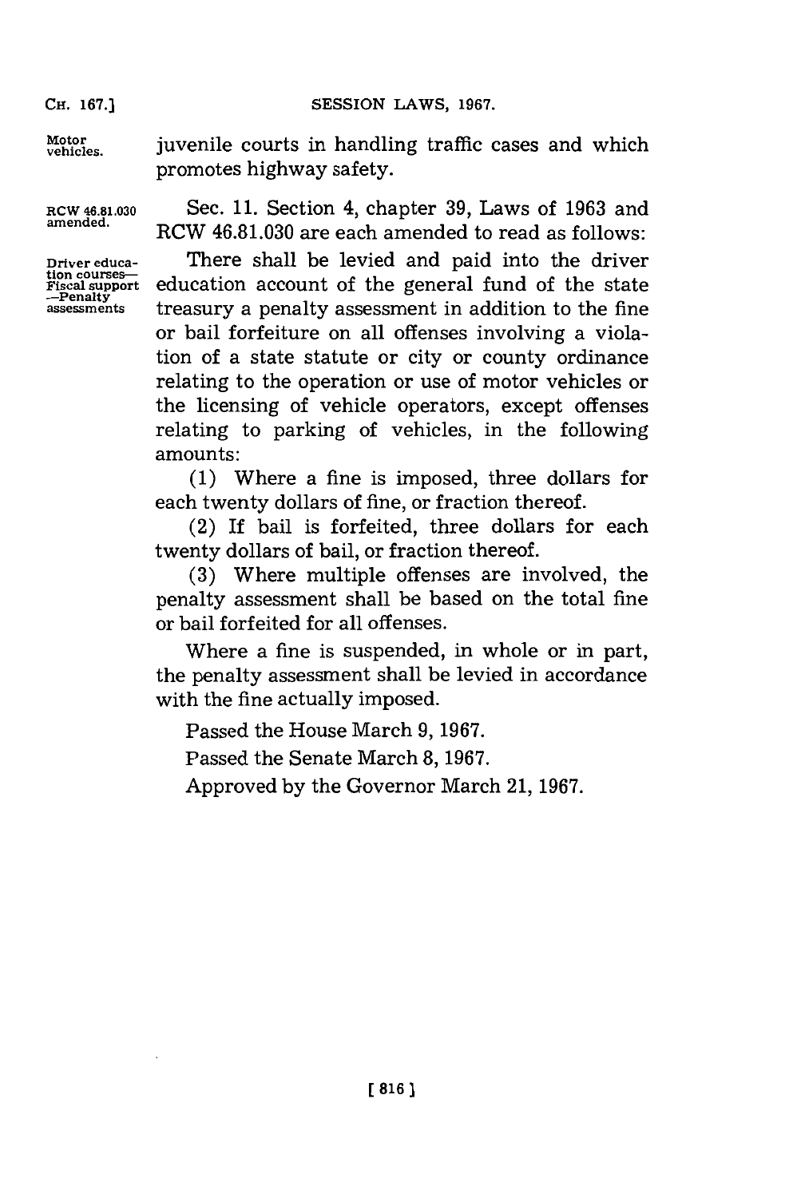juvenile courts in handling traffic cases and which promotes highway safety.

Sec. 11. Section 4, chapter 39, Laws of 1963 and RCW 46.81.030 are each amended to read as follows:

There shall be levied and paid into the driver education account of the general fund of the state treasury a penalty assessment in addition to the fine or bail forfeiture on all offenses involving a violation of a state statute or city or county ordinance relating to the operation or use of motor vehicles or the licensing of vehicle operators, except offenses relating to parking of vehicles, in the following amounts:

(1) Where a fine is imposed, three dollars for each twenty dollars of fine, or fraction thereof.

(2) If bail is forfeited, three dollars for each twenty dollars of bail, or fraction thereof.

(3) Where multiple offenses are involved, the penalty assessment shall be based on the total fine or bail forfeited for all offenses.

Where a fine is suspended, in whole or in part, the penalty assessment shall be levied in accordance with the fine actually imposed.

Passed the House March 9, 1967.

Passed the Senate March 8, 1967.

Approved by the Governor March 21, 1967.